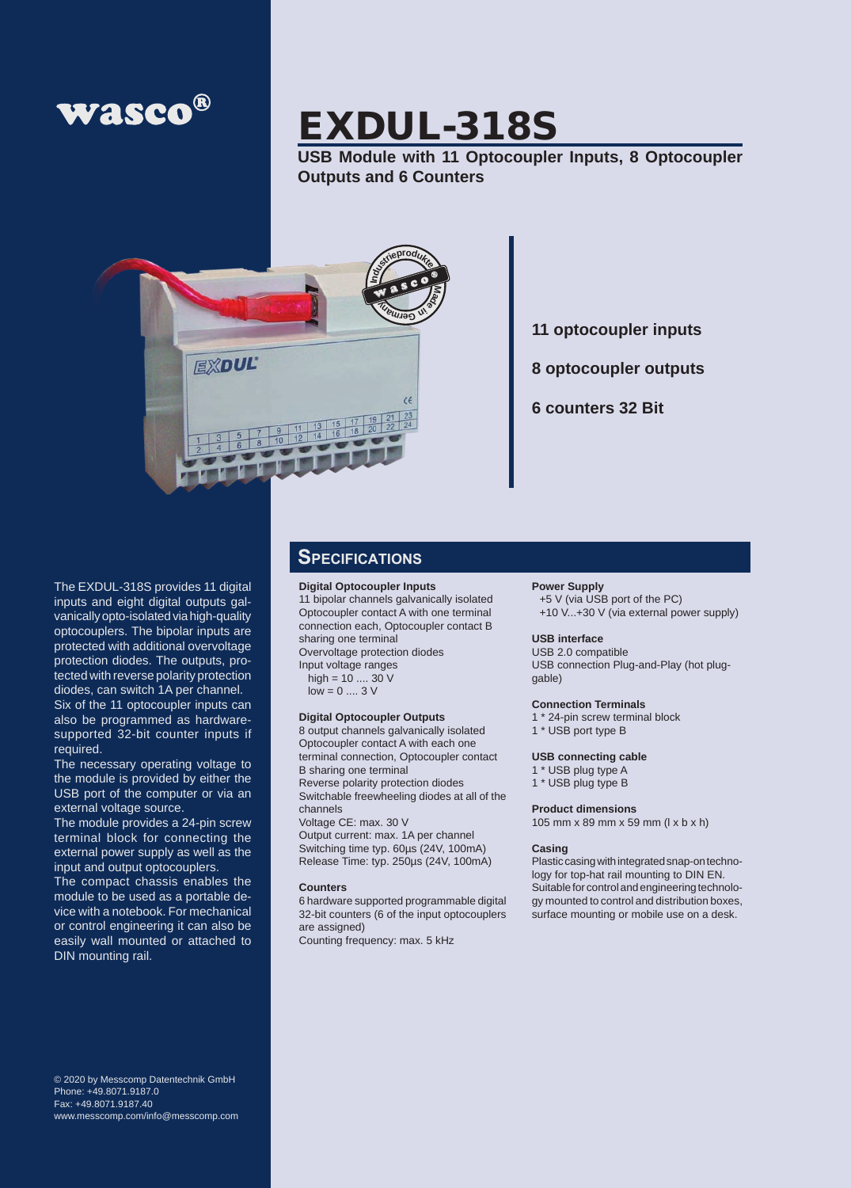wasco®

# EXDUL-318S

**USB Module with 11 Optocoupler Inputs, 8 Optocoupler Outputs and 6 Counters**

**11 optocoupler inputs**

**8 optocoupler outputs**

**6 counters 32 Bit**

The EXDUL-318S provides 11 digital inputs and eight digital outputs galvanically opto-isolated via high-quality optocouplers. The bipolar inputs are protected with additional overvoltage protection diodes. The outputs, protected with reverse polarity protection diodes, can switch 1A per channel. Six of the 11 optocoupler inputs can also be programmed as hardware-supported 32-bit counter inputs if required.
The necessary operating voltage to the module is provided by either the USB port of the computer or via an external voltage source.
The module provides a 24-pin screw terminal block for connecting the external power supply as well as the input and output optocouplers.
The compact chassis enables the module to be used as a portable device with a notebook. For mechanical or control engineering it can also be easily wall mounted or attached to DIN mounting rail.

## Specifications

**Digital Optocoupler Inputs**
11 bipolar channels galvanically isolated
Optocoupler contact A with one terminal connection each, Optocoupler contact B sharing one terminal
Overvoltage protection diodes
Input voltage ranges
high = 10 .... 30 V
low = 0 .... 3 V

**Digital Optocoupler Outputs**
8 output channels galvanically isolated
Optocoupler contact A with each one terminal connection, Optocoupler contact B sharing one terminal
Reverse polarity protection diodes
Switchable freewheeling diodes at all of the channels
Voltage CE: max. 30 V
Output current: max. 1A per channel
Switching time typ. 60µs (24V, 100mA)
Release Time: typ. 250µs (24V, 100mA)

**Counters**
6 hardware supported programmable digital 32-bit counters (6 of the input optocouplers are assigned)
Counting frequency: max. 5 kHz

**Power Supply**
+5 V (via USB port of the PC)
+10 V...+30 V (via external power supply)

**USB interface**
USB 2.0 compatible
USB connection Plug-and-Play (hot pluggable)

**Connection Terminals**
1 * 24-pin screw terminal block
1 * USB port type B

**USB connecting cable**
1 * USB plug type A
1 * USB plug type B

**Product dimensions**
105 mm x 89 mm x 59 mm (l x b x h)

**Casing**
Plastic casing with integrated snap-on technology for top-hat rail mounting to DIN EN.
Suitable for control and engineering technology mounted to control and distribution boxes, surface mounting or mobile use on a desk.

© 2020 by Messcomp Datentechnik GmbH
Phone: +49.8071.9187.0
Fax: +49.8071.9187.40
www.messcomp.com/info@messcomp.com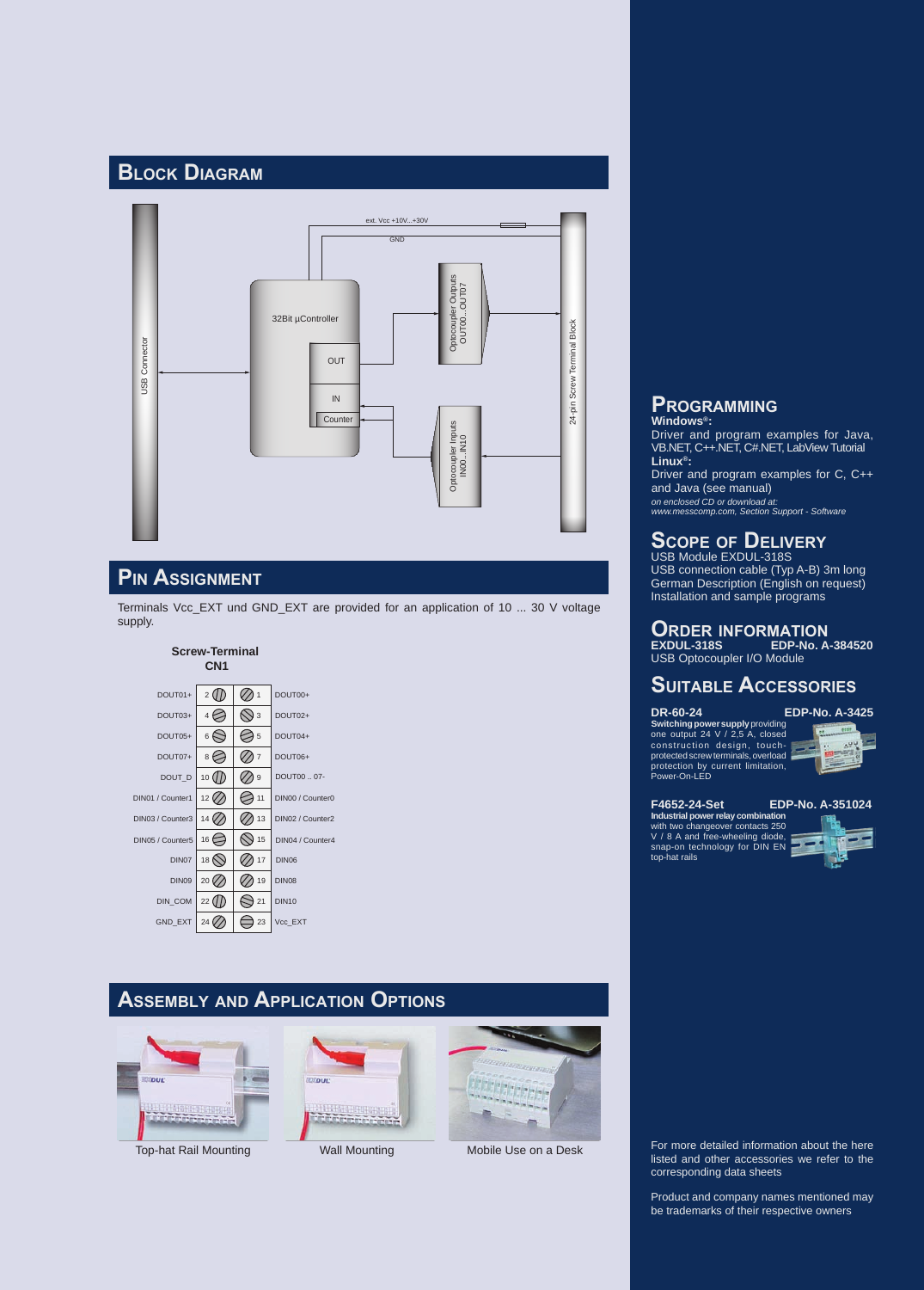## Block Diagram

USB Connector

32Bit µController

OUT

IN

Counter

ext. Vcc +10V...+30V

GND

Optocoupler Outputs OUT00...OUT07

Optocoupler Inputs IN00...IN10

24-pin Screw Terminal Block

## Pin Assignment

Terminals Vcc_EXT und GND_EXT are provided for an application of 10 ... 30 V voltage supply.

**Screw-Terminal CN1**

| | | | |
|---|---|---|---|
| DOUT01+ | 2 | 1 | DOUT00+ |
| DOUT03+ | 4 | 3 | DOUT02+ |
| DOUT05+ | 6 | 5 | DOUT04+ |
| DOUT07+ | 8 | 7 | DOUT06+ |
| DOUT_D | 10 | 9 | DOUT00 .. 07- |
| DIN01 / Counter1 | 12 | 11 | DIN00 / Counter0 |
| DIN03 / Counter3 | 14 | 13 | DIN02 / Counter2 |
| DIN05 / Counter5 | 16 | 15 | DIN04 / Counter4 |
| DIN07 | 18 | 17 | DIN06 |
| DIN09 | 20 | 19 | DIN08 |
| DIN_COM | 22 | 21 | DIN10 |
| GND_EXT | 24 | 23 | Vcc_EXT |

## Assembly and Application Options

Top-hat Rail Mounting

Wall Mounting

Mobile Use on a Desk

## Programming

**Windows®:**
Driver and program examples for Java, VB.NET, C++.NET, C#.NET, LabView Tutorial

**Linux®:**
Driver and program examples for C, C++ and Java (see manual)

*on enclosed CD or download at:*
*www.messcomp.com, Section Support - Software*

## Scope of Delivery

USB Module EXDUL-318S
USB connection cable (Typ A-B) 3m long
German Description (English on request)
Installation and sample programs

## Order Information

**EXDUL-318S** **EDP-No. A-384520**
USB Optocoupler I/O Module

## Suitable Accessories

**DR-60-24** **EDP-No. A-3425**
**Switching power supply** providing one output 24 V / 2,5 A, closed construction design, touch-protected screw terminals, overload protection by current limitation, Power-On-LED

**F4652-24-Set** **EDP-No. A-351024**
**Industrial power relay combination** with two changeover contacts 250 V / 8 A and free-wheeling diode, snap-on technology for DIN EN top-hat rails

For more detailed information about the here listed and other accessories we refer to the corresponding data sheets

Product and company names mentioned may be trademarks of their respective owners